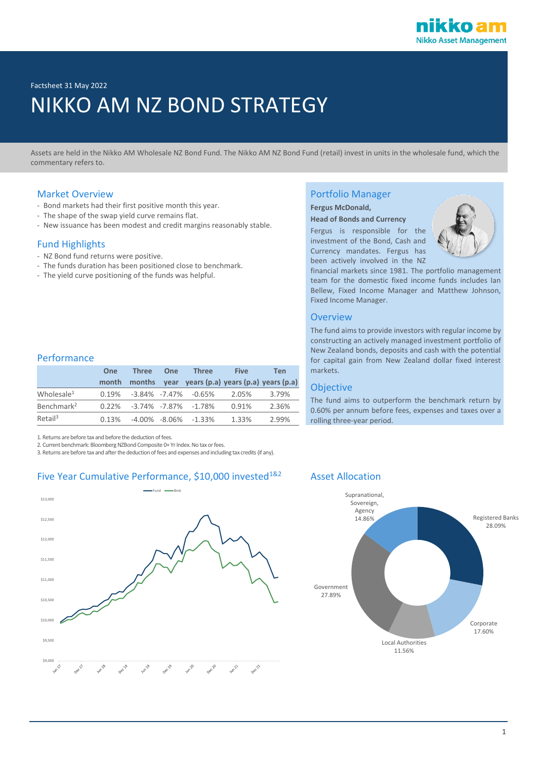Factsheet 31 May 2022

# NIKKO AM NZ BOND STRATEGY

Assets are held in the Nikko AM Wholesale NZ Bond Fund. The Nikko AM NZ Bond Fund (retail) invest in units in the wholesale fund, which the commentary refers to.

## Market Overview

- Bond markets had their first positive month this year.
- The shape of the swap yield curve remains flat.
- New issuance has been modest and credit margins reasonably stable.

## Fund Highlights

- NZ Bond fund returns were positive.
- The funds duration has been positioned close to benchmark.
- The yield curve positioning of the funds was helpful.

## Portfolio Manager

**Fergus McDonald,**

**Head of Bonds and Currency**

Fergus is responsible for the investment of the Bond, Cash and Currency mandates. Fergus has been actively involved in the NZ financial markets since 1981. The portfolio management team for the domestic fixed income funds includes Ian Bellew, Fixed Income Manager and Matthew Johnson, Fixed Income Manager.

## Overview

The fund aims to provide investors with regular income by constructing an actively managed investment portfolio of New Zealand bonds, deposits and cash with the potential for capital gain from New Zealand dollar fixed interest markets.

## Objective

The fund aims to outperform the benchmark return by 0.60% per annum before fees, expenses and taxes over a rolling three-year period.

## Performance

| | One month | Three months | One year | Three years (p.a) | Five years (p.a) | Ten years (p.a) |
|---|---|---|---|---|---|---|
| Wholesale[1] | 0.19% | -3.84% | -7.47% | -0.65% | 2.05% | 3.79% |
| Benchmark[2] | 0.22% | -3.74% | -7.87% | -1.78% | 0.91% | 2.36% |
| Retail[3] | 0.13% | -4.00% | -8.06% | -1.33% | 1.33% | 2.99% |

1. Returns are before tax and before the deduction of fees.
2. Current benchmark: Bloomberg NZBond Composite 0+ Yr Index. No tax or fees.
3. Returns are before tax and after the deduction of fees and expenses and including tax credits (if any).

## Five Year Cumulative Performance, $10,000 invested[1&2]

## Asset Allocation

| Sector | Allocation |
|---|---|
| Registered Banks | 28.09% |
| Corporate | 17.60% |
| Local Authorities | 11.56% |
| Government | 27.89% |
| Supranational, Sovereign, Agency | 14.86% |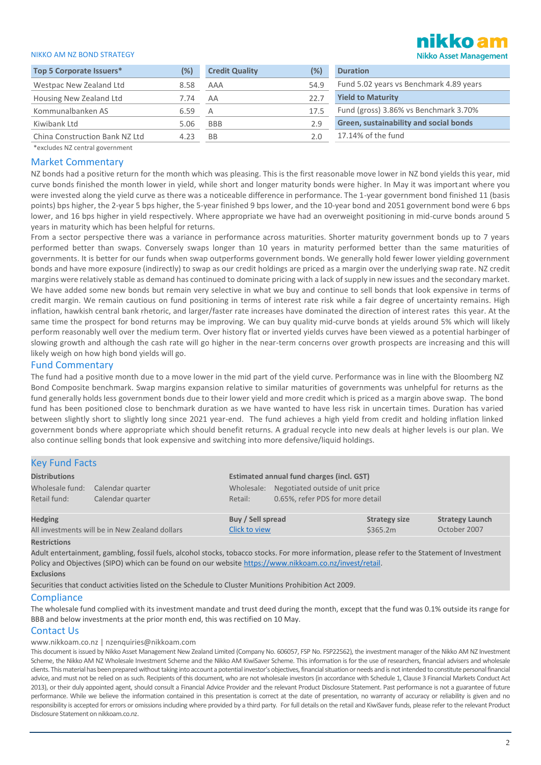NIKKO AM NZ BOND STRATEGY

| Top 5 Corporate Issuers* | (%) |
|---|---|
| Westpac New Zealand Ltd | 8.58 |
| Housing New Zealand Ltd | 7.74 |
| Kommunalbanken AS | 6.59 |
| Kiwibank Ltd | 5.06 |
| China Construction Bank NZ Ltd | 4.23 |

*excludes NZ central government

| Credit Quality | (%) |
|---|---|
| AAA | 54.9 |
| AA | 22.7 |
| A | 17.5 |
| BBB | 2.9 |
| BB | 2.0 |

| Duration |
|---|
| Fund 5.02 years vs Benchmark 4.89 years |
| **Yield to Maturity** |
| Fund (gross) 3.86% vs Benchmark 3.70% |
| **Green, sustainability and social bonds** |
| 17.14% of the fund |

## Market Commentary

NZ bonds had a positive return for the month which was pleasing. This is the first reasonable move lower in NZ bond yields this year, mid curve bonds finished the month lower in yield, while short and longer maturity bonds were higher. In May it was important where you were invested along the yield curve as there was a noticeable difference in performance. The 1-year government bond finished 11 (basis points) bps higher, the 2-year 5 bps higher, the 5-year finished 9 bps lower, and the 10-year bond and 2051 government bond were 6 bps lower, and 16 bps higher in yield respectively. Where appropriate we have had an overweight positioning in mid-curve bonds around 5 years in maturity which has been helpful for returns.

From a sector perspective there was a variance in performance across maturities. Shorter maturity government bonds up to 7 years performed better than swaps. Conversely swaps longer than 10 years in maturity performed better than the same maturities of governments. It is better for our funds when swap outperforms government bonds. We generally hold fewer lower yielding government bonds and have more exposure (indirectly) to swap as our credit holdings are priced as a margin over the underlying swap rate. NZ credit margins were relatively stable as demand has continued to dominate pricing with a lack of supply in new issues and the secondary market. We have added some new bonds but remain very selective in what we buy and continue to sell bonds that look expensive in terms of credit margin. We remain cautious on fund positioning in terms of interest rate risk while a fair degree of uncertainty remains. High inflation, hawkish central bank rhetoric, and larger/faster rate increases have dominated the direction of interest rates this year. At the same time the prospect for bond returns may be improving. We can buy quality mid-curve bonds at yields around 5% which will likely perform reasonably well over the medium term. Over history flat or inverted yields curves have been viewed as a potential harbinger of slowing growth and although the cash rate will go higher in the near-term concerns over growth prospects are increasing and this will likely weigh on how high bond yields will go.

## Fund Commentary

The fund had a positive month due to a move lower in the mid part of the yield curve. Performance was in line with the Bloomberg NZ Bond Composite benchmark. Swap margins expansion relative to similar maturities of governments was unhelpful for returns as the fund generally holds less government bonds due to their lower yield and more credit which is priced as a margin above swap. The bond fund has been positioned close to benchmark duration as we have wanted to have less risk in uncertain times. Duration has varied between slightly short to slightly long since 2021 year-end. The fund achieves a high yield from credit and holding inflation linked government bonds where appropriate which should benefit returns. A gradual recycle into new deals at higher levels is our plan. We also continue selling bonds that look expensive and switching into more defensive/liquid holdings.

## Key Fund Facts

**Distributions**
Wholesale fund: Calendar quarter
Retail fund: Calendar quarter

**Estimated annual fund charges (incl. GST)**
Wholesale: Negotiated outside of unit price
Retail: 0.65%, refer PDS for more detail

| Hedging | Buy / Sell spread | Strategy size | Strategy Launch |
|---|---|---|---|
| All investments will be in New Zealand dollars | Click to view | $365.2m | October 2007 |

**Restrictions**

Adult entertainment, gambling, fossil fuels, alcohol stocks, tobacco stocks. For more information, please refer to the Statement of Investment Policy and Objectives (SIPO) which can be found on our website https://www.nikkoam.co.nz/invest/retail.

**Exclusions**

Securities that conduct activities listed on the Schedule to Cluster Munitions Prohibition Act 2009.

## Compliance

The wholesale fund complied with its investment mandate and trust deed during the month, except that the fund was 0.1% outside its range for BBB and below investments at the prior month end, this was rectified on 10 May.

## Contact Us

www.nikkoam.co.nz | nzenquiries@nikkoam.com

This document is issued by Nikko Asset Management New Zealand Limited (Company No. 606057, FSP No. FSP22562), the investment manager of the Nikko AM NZ Investment Scheme, the Nikko AM NZ Wholesale Investment Scheme and the Nikko AM KiwiSaver Scheme. This information is for the use of researchers, financial advisers and wholesale clients. This material has been prepared without taking into account a potential investor's objectives, financial situation or needs and is not intended to constitute personal financial advice, and must not be relied on as such. Recipients of this document, who are not wholesale investors (in accordance with Schedule 1, Clause 3 Financial Markets Conduct Act 2013), or their duly appointed agent, should consult a Financial Advice Provider and the relevant Product Disclosure Statement. Past performance is not a guarantee of future performance. While we believe the information contained in this presentation is correct at the date of presentation, no warranty of accuracy or reliability is given and no responsibility is accepted for errors or omissions including where provided by a third party. For full details on the retail and KiwiSaver funds, please refer to the relevant Product Disclosure Statement on nikkoam.co.nz.